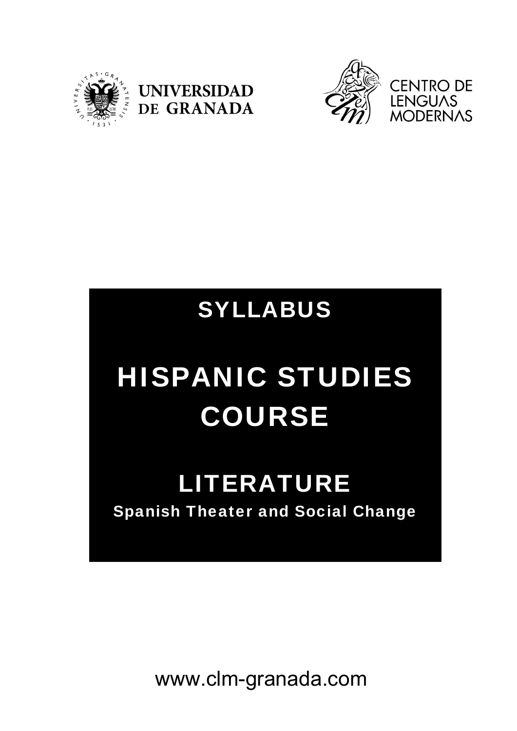UNIVERSIDAD DE GRANADA

CENTRO DE LENGUAS MODERNAS

# SYLLABUS

# HISPANIC STUDIES COURSE

## LITERATURE

### Spanish Theater and Social Change

www.clm-granada.com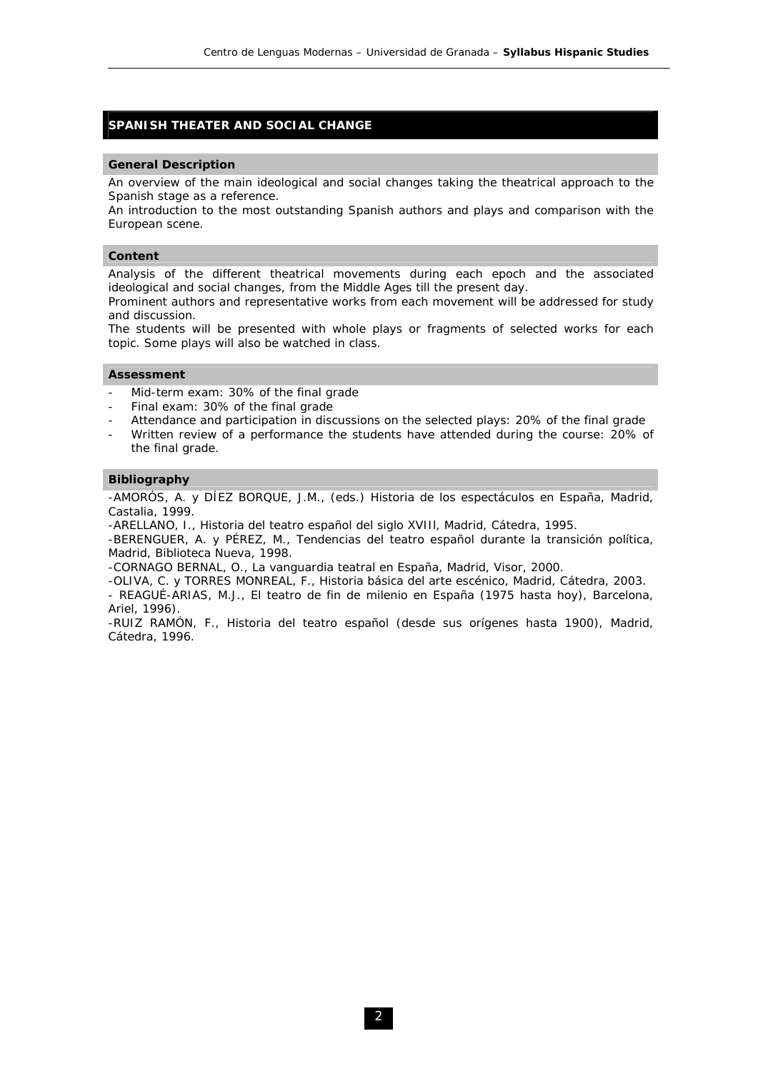## SPANISH THEATER AND SOCIAL CHANGE

### General Description

An overview of the main ideological and social changes taking the theatrical approach to the Spanish stage as a reference.

An introduction to the most outstanding Spanish authors and plays and comparison with the European scene.

### Content

Analysis of the different theatrical movements during each epoch and the associated ideological and social changes, from the Middle Ages till the present day.

Prominent authors and representative works from each movement will be addressed for study and discussion.

The students will be presented with whole plays or fragments of selected works for each topic. Some plays will also be watched in class.

### Assessment

- Mid-term exam: 30% of the final grade
- Final exam: 30% of the final grade
- Attendance and participation in discussions on the selected plays: 20% of the final grade
- Written review of a performance the students have attended during the course: 20% of the final grade.

### Bibliography

-AMORÓS, A. y DÍEZ BORQUE, J.M., (eds.) Historia de los espectáculos en España, Madrid, Castalia, 1999.

-ARELLANO, I., Historia del teatro español del siglo XVIII, Madrid, Cátedra, 1995.

-BERENGUER, A. y PÉREZ, M., Tendencias del teatro español durante la transición política, Madrid, Biblioteca Nueva, 1998.

-CORNAGO BERNAL, O., La vanguardia teatral en España, Madrid, Visor, 2000.

-OLIVA, C. y TORRES MONREAL, F., Historia básica del arte escénico, Madrid, Cátedra, 2003.

- REAGUÉ-ARIAS, M.J., El teatro de fin de milenio en España (1975 hasta hoy), Barcelona, Ariel, 1996).

-RUIZ RAMÓN, F., Historia del teatro español (desde sus orígenes hasta 1900), Madrid, Cátedra, 1996.